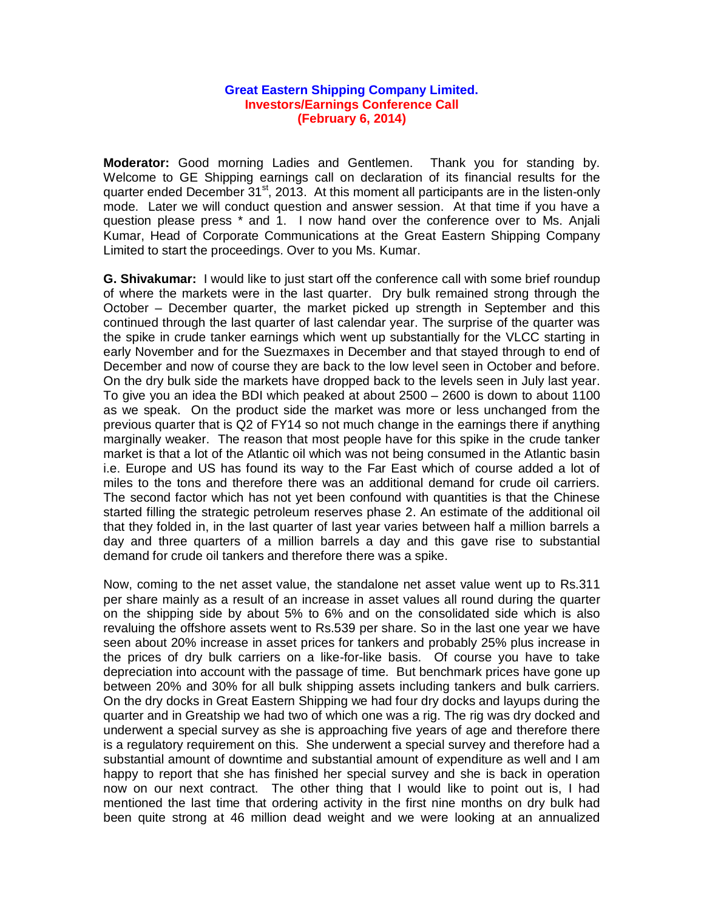**Great Eastern Shipping Company Limited.**
**Investors/Earnings Conference Call**
**(February 6, 2014)**

**Moderator:** Good morning Ladies and Gentlemen. Thank you for standing by. Welcome to GE Shipping earnings call on declaration of its financial results for the quarter ended December 31st, 2013. At this moment all participants are in the listen-only mode. Later we will conduct question and answer session. At that time if you have a question please press * and 1. I now hand over the conference over to Ms. Anjali Kumar, Head of Corporate Communications at the Great Eastern Shipping Company Limited to start the proceedings. Over to you Ms. Kumar.

**G. Shivakumar:** I would like to just start off the conference call with some brief roundup of where the markets were in the last quarter. Dry bulk remained strong through the October – December quarter, the market picked up strength in September and this continued through the last quarter of last calendar year. The surprise of the quarter was the spike in crude tanker earnings which went up substantially for the VLCC starting in early November and for the Suezmaxes in December and that stayed through to end of December and now of course they are back to the low level seen in October and before. On the dry bulk side the markets have dropped back to the levels seen in July last year. To give you an idea the BDI which peaked at about 2500 – 2600 is down to about 1100 as we speak. On the product side the market was more or less unchanged from the previous quarter that is Q2 of FY14 so not much change in the earnings there if anything marginally weaker. The reason that most people have for this spike in the crude tanker market is that a lot of the Atlantic oil which was not being consumed in the Atlantic basin i.e. Europe and US has found its way to the Far East which of course added a lot of miles to the tons and therefore there was an additional demand for crude oil carriers. The second factor which has not yet been confound with quantities is that the Chinese started filling the strategic petroleum reserves phase 2. An estimate of the additional oil that they folded in, in the last quarter of last year varies between half a million barrels a day and three quarters of a million barrels a day and this gave rise to substantial demand for crude oil tankers and therefore there was a spike.

Now, coming to the net asset value, the standalone net asset value went up to Rs.311 per share mainly as a result of an increase in asset values all round during the quarter on the shipping side by about 5% to 6% and on the consolidated side which is also revaluing the offshore assets went to Rs.539 per share. So in the last one year we have seen about 20% increase in asset prices for tankers and probably 25% plus increase in the prices of dry bulk carriers on a like-for-like basis. Of course you have to take depreciation into account with the passage of time. But benchmark prices have gone up between 20% and 30% for all bulk shipping assets including tankers and bulk carriers. On the dry docks in Great Eastern Shipping we had four dry docks and layups during the quarter and in Greatship we had two of which one was a rig. The rig was dry docked and underwent a special survey as she is approaching five years of age and therefore there is a regulatory requirement on this. She underwent a special survey and therefore had a substantial amount of downtime and substantial amount of expenditure as well and I am happy to report that she has finished her special survey and she is back in operation now on our next contract. The other thing that I would like to point out is, I had mentioned the last time that ordering activity in the first nine months on dry bulk had been quite strong at 46 million dead weight and we were looking at an annualized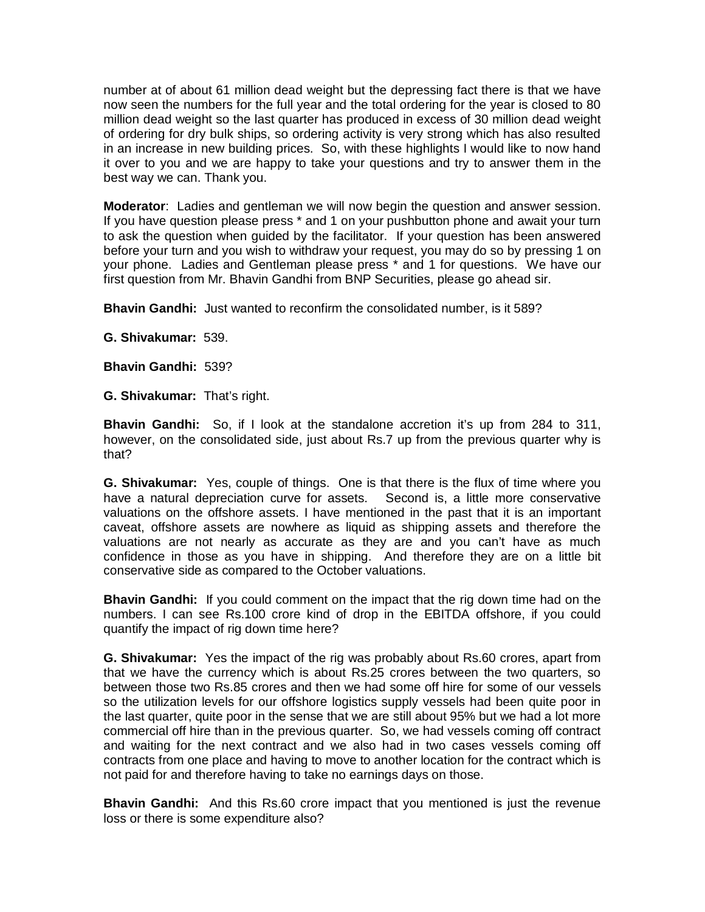number at of about 61 million dead weight but the depressing fact there is that we have now seen the numbers for the full year and the total ordering for the year is closed to 80 million dead weight so the last quarter has produced in excess of 30 million dead weight of ordering for dry bulk ships, so ordering activity is very strong which has also resulted in an increase in new building prices. So, with these highlights I would like to now hand it over to you and we are happy to take your questions and try to answer them in the best way we can. Thank you.

**Moderator**: Ladies and gentleman we will now begin the question and answer session. If you have question please press * and 1 on your pushbutton phone and await your turn to ask the question when guided by the facilitator. If your question has been answered before your turn and you wish to withdraw your request, you may do so by pressing 1 on your phone. Ladies and Gentleman please press * and 1 for questions. We have our first question from Mr. Bhavin Gandhi from BNP Securities, please go ahead sir.

**Bhavin Gandhi:** Just wanted to reconfirm the consolidated number, is it 589?

**G. Shivakumar:** 539.

**Bhavin Gandhi:** 539?

**G. Shivakumar:** That's right.

**Bhavin Gandhi:** So, if I look at the standalone accretion it's up from 284 to 311, however, on the consolidated side, just about Rs.7 up from the previous quarter why is that?

**G. Shivakumar:** Yes, couple of things. One is that there is the flux of time where you have a natural depreciation curve for assets. Second is, a little more conservative valuations on the offshore assets. I have mentioned in the past that it is an important caveat, offshore assets are nowhere as liquid as shipping assets and therefore the valuations are not nearly as accurate as they are and you can't have as much confidence in those as you have in shipping. And therefore they are on a little bit conservative side as compared to the October valuations.

**Bhavin Gandhi:** If you could comment on the impact that the rig down time had on the numbers. I can see Rs.100 crore kind of drop in the EBITDA offshore, if you could quantify the impact of rig down time here?

**G. Shivakumar:** Yes the impact of the rig was probably about Rs.60 crores, apart from that we have the currency which is about Rs.25 crores between the two quarters, so between those two Rs.85 crores and then we had some off hire for some of our vessels so the utilization levels for our offshore logistics supply vessels had been quite poor in the last quarter, quite poor in the sense that we are still about 95% but we had a lot more commercial off hire than in the previous quarter. So, we had vessels coming off contract and waiting for the next contract and we also had in two cases vessels coming off contracts from one place and having to move to another location for the contract which is not paid for and therefore having to take no earnings days on those.

**Bhavin Gandhi:** And this Rs.60 crore impact that you mentioned is just the revenue loss or there is some expenditure also?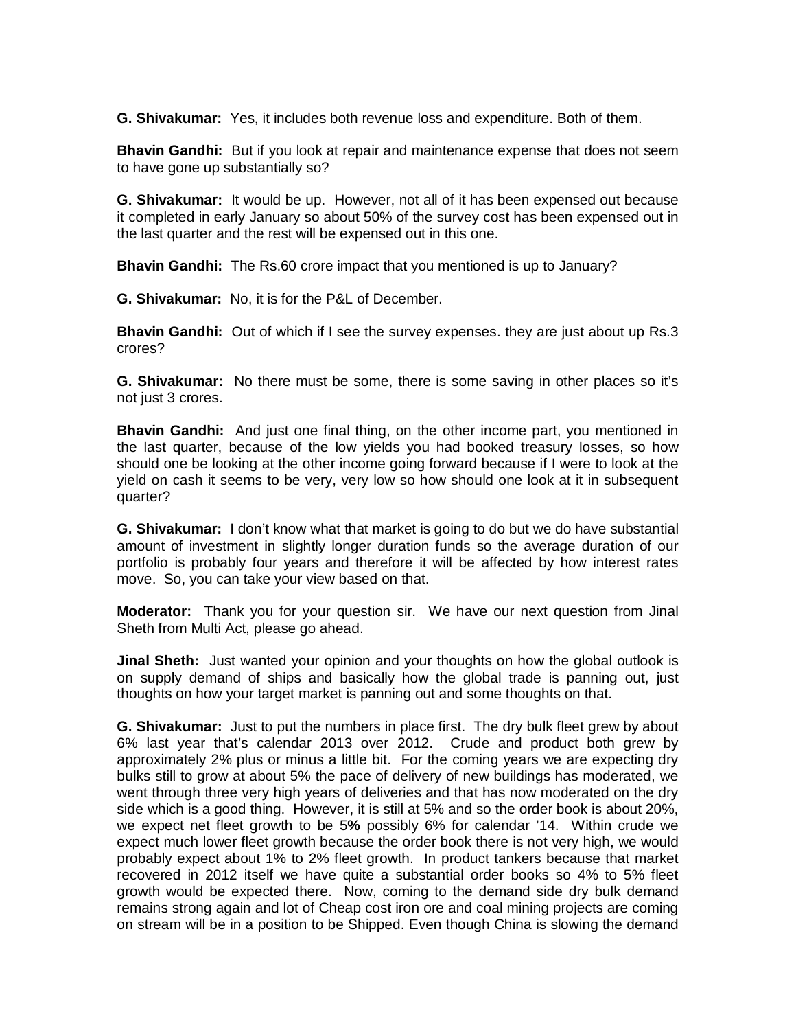**G. Shivakumar:** Yes, it includes both revenue loss and expenditure. Both of them.

**Bhavin Gandhi:** But if you look at repair and maintenance expense that does not seem to have gone up substantially so?

**G. Shivakumar:** It would be up. However, not all of it has been expensed out because it completed in early January so about 50% of the survey cost has been expensed out in the last quarter and the rest will be expensed out in this one.

**Bhavin Gandhi:** The Rs.60 crore impact that you mentioned is up to January?

**G. Shivakumar:** No, it is for the P&L of December.

**Bhavin Gandhi:** Out of which if I see the survey expenses. they are just about up Rs.3 crores?

**G. Shivakumar:** No there must be some, there is some saving in other places so it's not just 3 crores.

**Bhavin Gandhi:** And just one final thing, on the other income part, you mentioned in the last quarter, because of the low yields you had booked treasury losses, so how should one be looking at the other income going forward because if I were to look at the yield on cash it seems to be very, very low so how should one look at it in subsequent quarter?

**G. Shivakumar:** I don't know what that market is going to do but we do have substantial amount of investment in slightly longer duration funds so the average duration of our portfolio is probably four years and therefore it will be affected by how interest rates move. So, you can take your view based on that.

**Moderator:** Thank you for your question sir. We have our next question from Jinal Sheth from Multi Act, please go ahead.

**Jinal Sheth:** Just wanted your opinion and your thoughts on how the global outlook is on supply demand of ships and basically how the global trade is panning out, just thoughts on how your target market is panning out and some thoughts on that.

**G. Shivakumar:** Just to put the numbers in place first. The dry bulk fleet grew by about 6% last year that's calendar 2013 over 2012. Crude and product both grew by approximately 2% plus or minus a little bit. For the coming years we are expecting dry bulks still to grow at about 5% the pace of delivery of new buildings has moderated, we went through three very high years of deliveries and that has now moderated on the dry side which is a good thing. However, it is still at 5% and so the order book is about 20%, we expect net fleet growth to be 5**%** possibly 6% for calendar '14. Within crude we expect much lower fleet growth because the order book there is not very high, we would probably expect about 1% to 2% fleet growth. In product tankers because that market recovered in 2012 itself we have quite a substantial order books so 4% to 5% fleet growth would be expected there. Now, coming to the demand side dry bulk demand remains strong again and lot of Cheap cost iron ore and coal mining projects are coming on stream will be in a position to be Shipped. Even though China is slowing the demand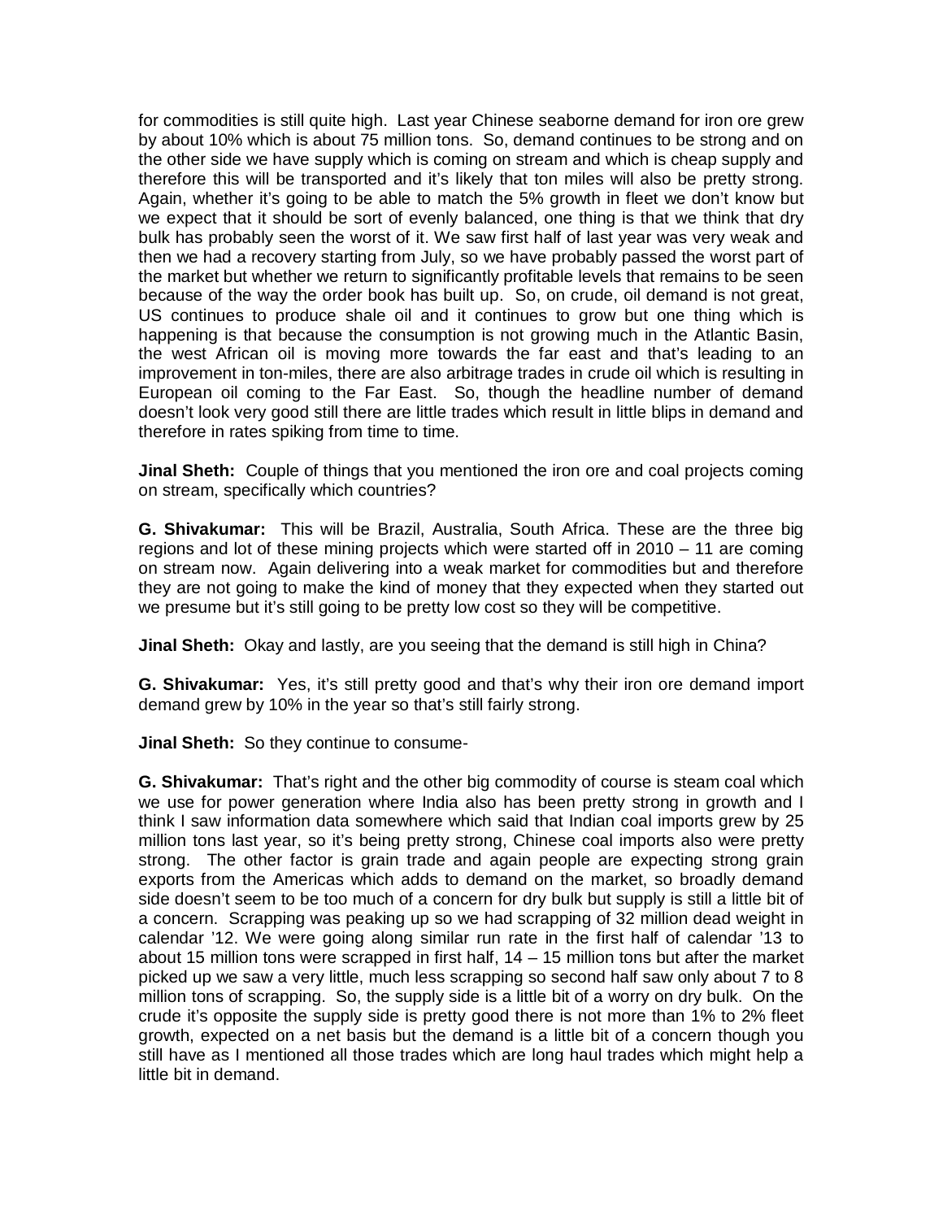for commodities is still quite high. Last year Chinese seaborne demand for iron ore grew by about 10% which is about 75 million tons. So, demand continues to be strong and on the other side we have supply which is coming on stream and which is cheap supply and therefore this will be transported and it's likely that ton miles will also be pretty strong. Again, whether it's going to be able to match the 5% growth in fleet we don't know but we expect that it should be sort of evenly balanced, one thing is that we think that dry bulk has probably seen the worst of it. We saw first half of last year was very weak and then we had a recovery starting from July, so we have probably passed the worst part of the market but whether we return to significantly profitable levels that remains to be seen because of the way the order book has built up. So, on crude, oil demand is not great, US continues to produce shale oil and it continues to grow but one thing which is happening is that because the consumption is not growing much in the Atlantic Basin, the west African oil is moving more towards the far east and that's leading to an improvement in ton-miles, there are also arbitrage trades in crude oil which is resulting in European oil coming to the Far East. So, though the headline number of demand doesn't look very good still there are little trades which result in little blips in demand and therefore in rates spiking from time to time.

**Jinal Sheth:** Couple of things that you mentioned the iron ore and coal projects coming on stream, specifically which countries?

**G. Shivakumar:** This will be Brazil, Australia, South Africa. These are the three big regions and lot of these mining projects which were started off in 2010 – 11 are coming on stream now. Again delivering into a weak market for commodities but and therefore they are not going to make the kind of money that they expected when they started out we presume but it's still going to be pretty low cost so they will be competitive.

**Jinal Sheth:** Okay and lastly, are you seeing that the demand is still high in China?

**G. Shivakumar:** Yes, it's still pretty good and that's why their iron ore demand import demand grew by 10% in the year so that's still fairly strong.

**Jinal Sheth:** So they continue to consume-

**G. Shivakumar:** That's right and the other big commodity of course is steam coal which we use for power generation where India also has been pretty strong in growth and I think I saw information data somewhere which said that Indian coal imports grew by 25 million tons last year, so it's being pretty strong, Chinese coal imports also were pretty strong. The other factor is grain trade and again people are expecting strong grain exports from the Americas which adds to demand on the market, so broadly demand side doesn't seem to be too much of a concern for dry bulk but supply is still a little bit of a concern. Scrapping was peaking up so we had scrapping of 32 million dead weight in calendar '12. We were going along similar run rate in the first half of calendar '13 to about 15 million tons was scrapped in first half, 14 – 15 million tons but after the market picked up we saw a very little, much less scrapping so second half saw only about 7 to 8 million tons of scrapping. So, the supply side is a little bit of a worry on dry bulk. On the crude it's opposite the supply side is pretty good there is not more than 1% to 2% fleet growth, expected on a net basis but the demand is a little bit of a concern though you still have as I mentioned all those trades which are long haul trades which might help a little bit in demand.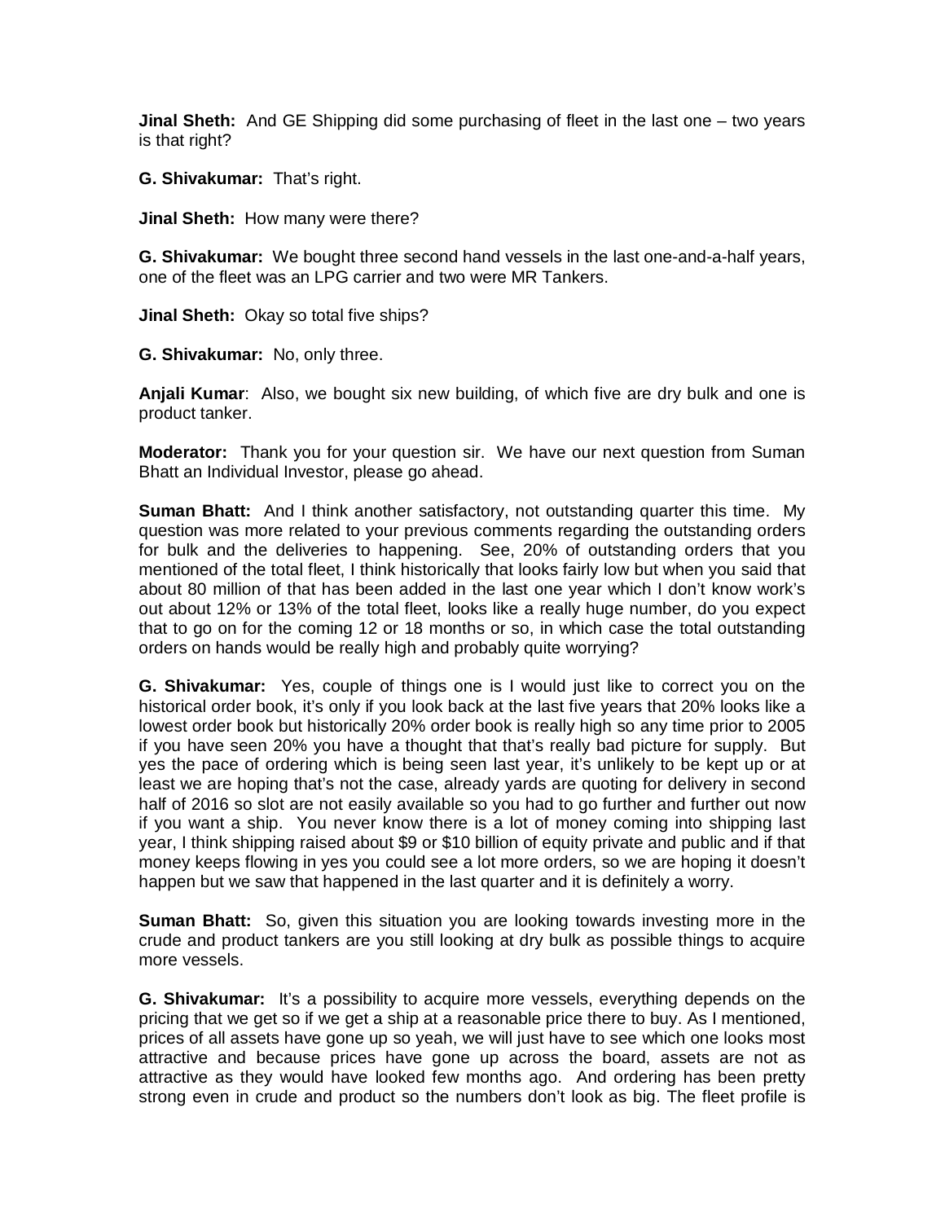**Jinal Sheth:** And GE Shipping did some purchasing of fleet in the last one – two years is that right?

**G. Shivakumar:** That's right.

**Jinal Sheth:** How many were there?

**G. Shivakumar:** We bought three second hand vessels in the last one-and-a-half years, one of the fleet was an LPG carrier and two were MR Tankers.

**Jinal Sheth:** Okay so total five ships?

**G. Shivakumar:** No, only three.

**Anjali Kumar**: Also, we bought six new building, of which five are dry bulk and one is product tanker.

**Moderator:** Thank you for your question sir. We have our next question from Suman Bhatt an Individual Investor, please go ahead.

**Suman Bhatt:** And I think another satisfactory, not outstanding quarter this time. My question was more related to your previous comments regarding the outstanding orders for bulk and the deliveries to happening. See, 20% of outstanding orders that you mentioned of the total fleet, I think historically that looks fairly low but when you said that about 80 million of that has been added in the last one year which I don't know work's out about 12% or 13% of the total fleet, looks like a really huge number, do you expect that to go on for the coming 12 or 18 months or so, in which case the total outstanding orders on hands would be really high and probably quite worrying?

**G. Shivakumar:** Yes, couple of things one is I would just like to correct you on the historical order book, it's only if you look back at the last five years that 20% looks like a lowest order book but historically 20% order book is really high so any time prior to 2005 if you have seen 20% you have a thought that that's really bad picture for supply. But yes the pace of ordering which is being seen last year, it's unlikely to be kept up or at least we are hoping that's not the case, already yards are quoting for delivery in second half of 2016 so slot are not easily available so you had to go further and further out now if you want a ship. You never know there is a lot of money coming into shipping last year, I think shipping raised about $9 or $10 billion of equity private and public and if that money keeps flowing in yes you could see a lot more orders, so we are hoping it doesn't happen but we saw that happened in the last quarter and it is definitely a worry.

**Suman Bhatt:** So, given this situation you are looking towards investing more in the crude and product tankers are you still looking at dry bulk as possible things to acquire more vessels.

**G. Shivakumar:** It's a possibility to acquire more vessels, everything depends on the pricing that we get so if we get a ship at a reasonable price there to buy. As I mentioned, prices of all assets have gone up so yeah, we will just have to see which one looks most attractive and because prices have gone up across the board, assets are not as attractive as they would have looked few months ago. And ordering has been pretty strong even in crude and product so the numbers don't look as big. The fleet profile is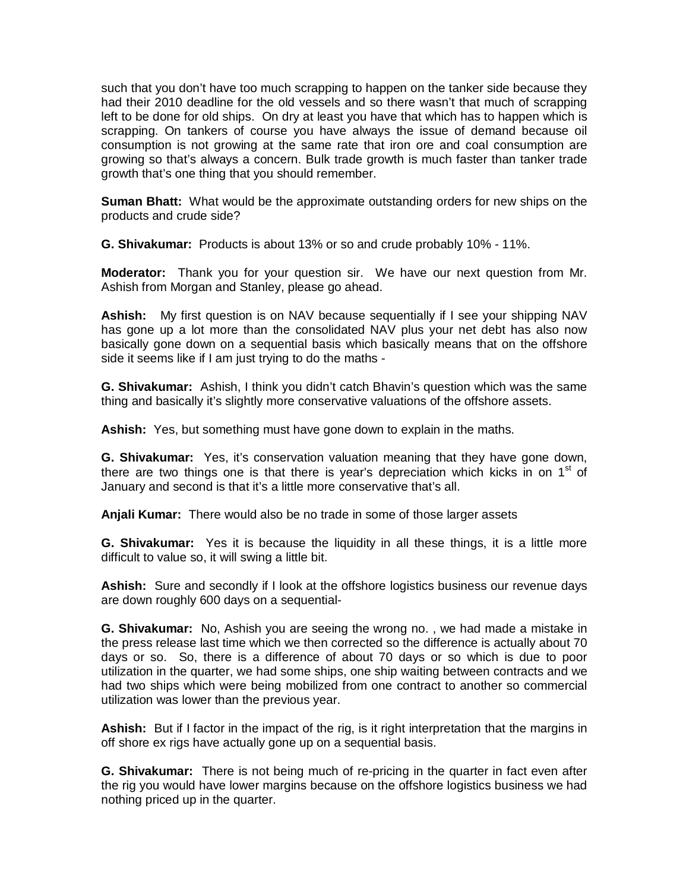such that you don't have too much scrapping to happen on the tanker side because they had their 2010 deadline for the old vessels and so there wasn't that much of scrapping left to be done for old ships. On dry at least you have that which has to happen which is scrapping. On tankers of course you have always the issue of demand because oil consumption is not growing at the same rate that iron ore and coal consumption are growing so that's always a concern. Bulk trade growth is much faster than tanker trade growth that's one thing that you should remember.

**Suman Bhatt:** What would be the approximate outstanding orders for new ships on the products and crude side?

**G. Shivakumar:** Products is about 13% or so and crude probably 10% - 11%.

**Moderator:** Thank you for your question sir. We have our next question from Mr. Ashish from Morgan and Stanley, please go ahead.

**Ashish:** My first question is on NAV because sequentially if I see your shipping NAV has gone up a lot more than the consolidated NAV plus your net debt has also now basically gone down on a sequential basis which basically means that on the offshore side it seems like if I am just trying to do the maths -

**G. Shivakumar:** Ashish, I think you didn't catch Bhavin's question which was the same thing and basically it's slightly more conservative valuations of the offshore assets.

**Ashish:** Yes, but something must have gone down to explain in the maths.

**G. Shivakumar:** Yes, it's conservation valuation meaning that they have gone down, there are two things one is that there is year's depreciation which kicks in on 1st of January and second is that it's a little more conservative that's all.

**Anjali Kumar:** There would also be no trade in some of those larger assets

**G. Shivakumar:** Yes it is because the liquidity in all these things, it is a little more difficult to value so, it will swing a little bit.

**Ashish:** Sure and secondly if I look at the offshore logistics business our revenue days are down roughly 600 days on a sequential-

**G. Shivakumar:** No, Ashish you are seeing the wrong no. , we had made a mistake in the press release last time which we then corrected so the difference is actually about 70 days or so. So, there is a difference of about 70 days or so which is due to poor utilization in the quarter, we had some ships, one ship waiting between contracts and we had two ships which were being mobilized from one contract to another so commercial utilization was lower than the previous year.

**Ashish:** But if I factor in the impact of the rig, is it right interpretation that the margins in off shore ex rigs have actually gone up on a sequential basis.

**G. Shivakumar:** There is not being much of re-pricing in the quarter in fact even after the rig you would have lower margins because on the offshore logistics business we had nothing priced up in the quarter.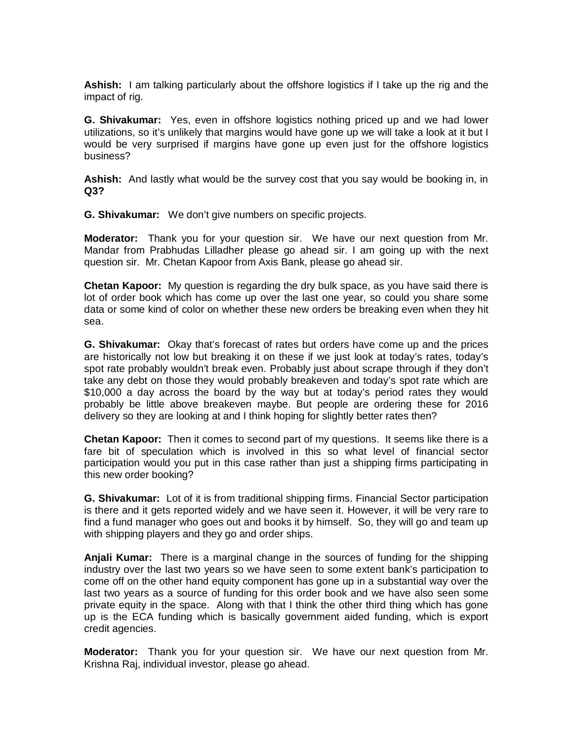**Ashish:** I am talking particularly about the offshore logistics if I take up the rig and the impact of rig.

**G. Shivakumar:** Yes, even in offshore logistics nothing priced up and we had lower utilizations, so it's unlikely that margins would have gone up we will take a look at it but I would be very surprised if margins have gone up even just for the offshore logistics business?

**Ashish:** And lastly what would be the survey cost that you say would be booking in, in **Q3?**

**G. Shivakumar:** We don't give numbers on specific projects.

**Moderator:** Thank you for your question sir. We have our next question from Mr. Mandar from Prabhudas Lilladher please go ahead sir. I am going up with the next question sir. Mr. Chetan Kapoor from Axis Bank, please go ahead sir.

**Chetan Kapoor:** My question is regarding the dry bulk space, as you have said there is lot of order book which has come up over the last one year, so could you share some data or some kind of color on whether these new orders be breaking even when they hit sea.

**G. Shivakumar:** Okay that's forecast of rates but orders have come up and the prices are historically not low but breaking it on these if we just look at today's rates, today's spot rate probably wouldn't break even. Probably just about scrape through if they don't take any debt on those they would probably breakeven and today's spot rate which are $10,000 a day across the board by the way but at today's period rates they would probably be little above breakeven maybe. But people are ordering these for 2016 delivery so they are looking at and I think hoping for slightly better rates then?

**Chetan Kapoor:** Then it comes to second part of my questions. It seems like there is a fare bit of speculation which is involved in this so what level of financial sector participation would you put in this case rather than just a shipping firms participating in this new order booking?

**G. Shivakumar:** Lot of it is from traditional shipping firms. Financial Sector participation is there and it gets reported widely and we have seen it. However, it will be very rare to find a fund manager who goes out and books it by himself. So, they will go and team up with shipping players and they go and order ships.

**Anjali Kumar:** There is a marginal change in the sources of funding for the shipping industry over the last two years so we have seen to some extent bank's participation to come off on the other hand equity component has gone up in a substantial way over the last two years as a source of funding for this order book and we have also seen some private equity in the space. Along with that I think the other third thing which has gone up is the ECA funding which is basically government aided funding, which is export credit agencies.

**Moderator:** Thank you for your question sir. We have our next question from Mr. Krishna Raj, individual investor, please go ahead.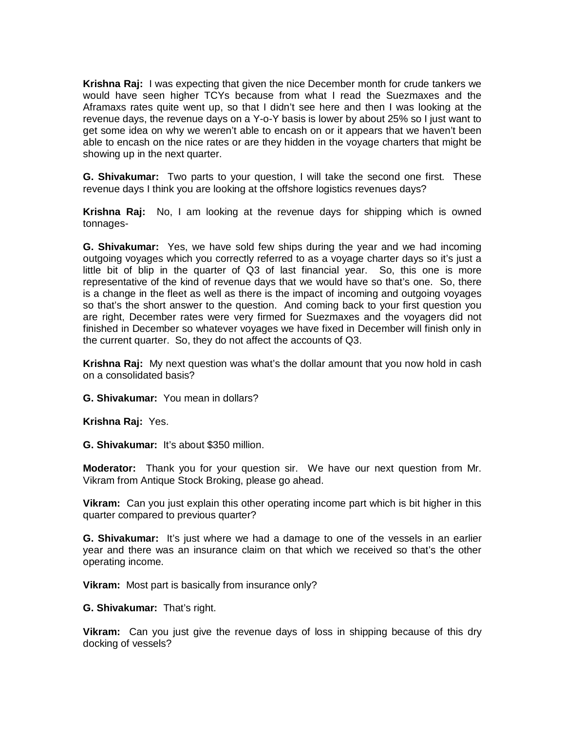**Krishna Raj:** I was expecting that given the nice December month for crude tankers we would have seen higher TCYs because from what I read the Suezmaxes and the Aframaxs rates quite went up, so that I didn't see here and then I was looking at the revenue days, the revenue days on a Y-o-Y basis is lower by about 25% so I just want to get some idea on why we weren't able to encash on or it appears that we haven't been able to encash on the nice rates or are they hidden in the voyage charters that might be showing up in the next quarter.

**G. Shivakumar:** Two parts to your question, I will take the second one first. These revenue days I think you are looking at the offshore logistics revenues days?

**Krishna Raj:** No, I am looking at the revenue days for shipping which is owned tonnages-

**G. Shivakumar:** Yes, we have sold few ships during the year and we had incoming outgoing voyages which you correctly referred to as a voyage charter days so it's just a little bit of blip in the quarter of Q3 of last financial year. So, this one is more representative of the kind of revenue days that we would have so that's one. So, there is a change in the fleet as well as there is the impact of incoming and outgoing voyages so that's the short answer to the question. And coming back to your first question you are right, December rates were very firmed for Suezmaxes and the voyagers did not finished in December so whatever voyages we have fixed in December will finish only in the current quarter. So, they do not affect the accounts of Q3.

**Krishna Raj:** My next question was what's the dollar amount that you now hold in cash on a consolidated basis?

**G. Shivakumar:** You mean in dollars?

**Krishna Raj:** Yes.

**G. Shivakumar:** It's about $350 million.

**Moderator:** Thank you for your question sir. We have our next question from Mr. Vikram from Antique Stock Broking, please go ahead.

**Vikram:** Can you just explain this other operating income part which is bit higher in this quarter compared to previous quarter?

**G. Shivakumar:** It's just where we had a damage to one of the vessels in an earlier year and there was an insurance claim on that which we received so that's the other operating income.

**Vikram:** Most part is basically from insurance only?

**G. Shivakumar:** That's right.

**Vikram:** Can you just give the revenue days of loss in shipping because of this dry docking of vessels?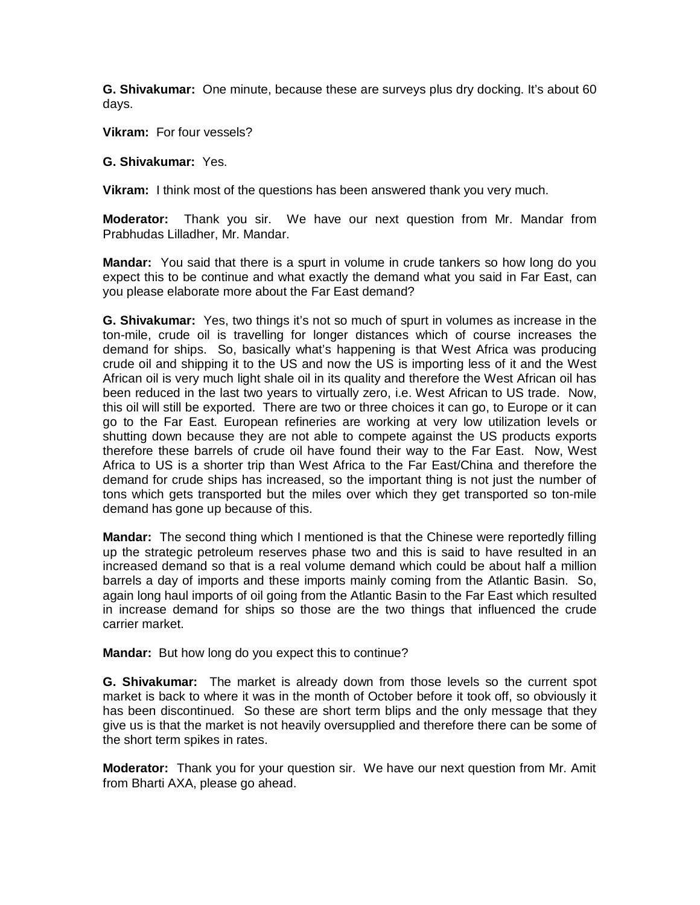**G. Shivakumar:** One minute, because these are surveys plus dry docking. It's about 60 days.

**Vikram:** For four vessels?

**G. Shivakumar:** Yes.

**Vikram:** I think most of the questions has been answered thank you very much.

**Moderator:** Thank you sir. We have our next question from Mr. Mandar from Prabhudas Lilladher, Mr. Mandar.

**Mandar:** You said that there is a spurt in volume in crude tankers so how long do you expect this to be continue and what exactly the demand what you said in Far East, can you please elaborate more about the Far East demand?

**G. Shivakumar:** Yes, two things it's not so much of spurt in volumes as increase in the ton-mile, crude oil is travelling for longer distances which of course increases the demand for ships. So, basically what's happening is that West Africa was producing crude oil and shipping it to the US and now the US is importing less of it and the West African oil is very much light shale oil in its quality and therefore the West African oil has been reduced in the last two years to virtually zero, i.e. West African to US trade. Now, this oil will still be exported. There are two or three choices it can go, to Europe or it can go to the Far East. European refineries are working at very low utilization levels or shutting down because they are not able to compete against the US products exports therefore these barrels of crude oil have found their way to the Far East. Now, West Africa to US is a shorter trip than West Africa to the Far East/China and therefore the demand for crude ships has increased, so the important thing is not just the number of tons which gets transported but the miles over which they get transported so ton-mile demand has gone up because of this.

**Mandar:** The second thing which I mentioned is that the Chinese were reportedly filling up the strategic petroleum reserves phase two and this is said to have resulted in an increased demand so that is a real volume demand which could be about half a million barrels a day of imports and these imports mainly coming from the Atlantic Basin. So, again long haul imports of oil going from the Atlantic Basin to the Far East which resulted in increase demand for ships so those are the two things that influenced the crude carrier market.

**Mandar:** But how long do you expect this to continue?

**G. Shivakumar:** The market is already down from those levels so the current spot market is back to where it was in the month of October before it took off, so obviously it has been discontinued. So these are short term blips and the only message that they give us is that the market is not heavily oversupplied and therefore there can be some of the short term spikes in rates.

**Moderator:** Thank you for your question sir. We have our next question from Mr. Amit from Bharti AXA, please go ahead.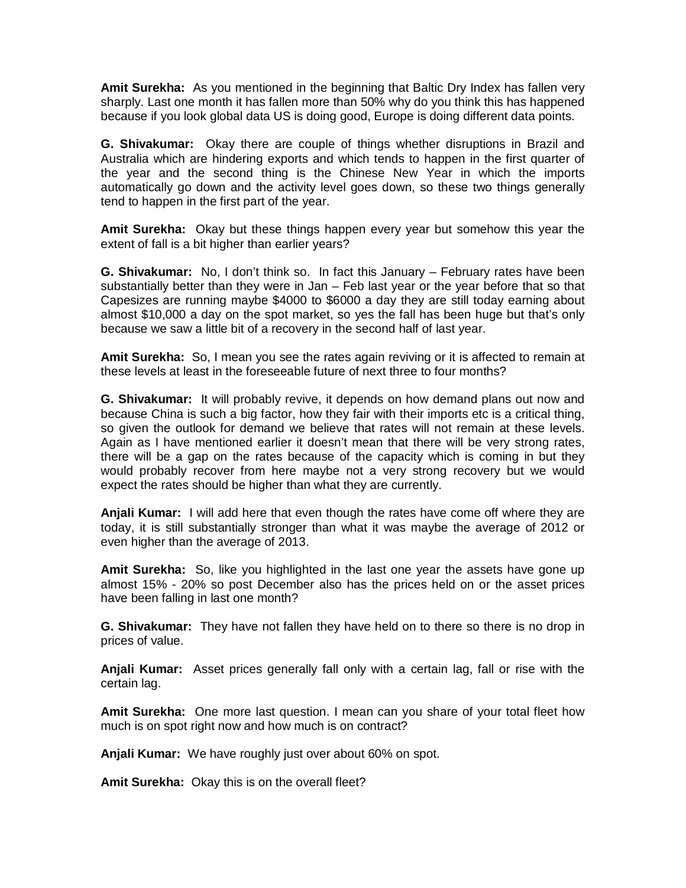**Amit Surekha:** As you mentioned in the beginning that Baltic Dry Index has fallen very sharply. Last one month it has fallen more than 50% why do you think this has happened because if you look global data US is doing good, Europe is doing different data points.

**G. Shivakumar:** Okay there are couple of things whether disruptions in Brazil and Australia which are hindering exports and which tends to happen in the first quarter of the year and the second thing is the Chinese New Year in which the imports automatically go down and the activity level goes down, so these two things generally tend to happen in the first part of the year.

**Amit Surekha:** Okay but these things happen every year but somehow this year the extent of fall is a bit higher than earlier years?

**G. Shivakumar:** No, I don't think so. In fact this January – February rates have been substantially better than they were in Jan – Feb last year or the year before that so that Capesizes are running maybe $4000 to $6000 a day they are still today earning about almost $10,000 a day on the spot market, so yes the fall has been huge but that's only because we saw a little bit of a recovery in the second half of last year.

**Amit Surekha:** So, I mean you see the rates again reviving or it is affected to remain at these levels at least in the foreseeable future of next three to four months?

**G. Shivakumar:** It will probably revive, it depends on how demand plans out now and because China is such a big factor, how they fair with their imports etc is a critical thing, so given the outlook for demand we believe that rates will not remain at these levels. Again as I have mentioned earlier it doesn't mean that there will be very strong rates, there will be a gap on the rates because of the capacity which is coming in but they would probably recover from here maybe not a very strong recovery but we would expect the rates should be higher than what they are currently.

**Anjali Kumar:** I will add here that even though the rates have come off where they are today, it is still substantially stronger than what it was maybe the average of 2012 or even higher than the average of 2013.

**Amit Surekha:** So, like you highlighted in the last one year the assets have gone up almost 15% - 20% so post December also has the prices held on or the asset prices have been falling in last one month?

**G. Shivakumar:** They have not fallen they have held on to there so there is no drop in prices of value.

**Anjali Kumar:** Asset prices generally fall only with a certain lag, fall or rise with the certain lag.

**Amit Surekha:** One more last question. I mean can you share of your total fleet how much is on spot right now and how much is on contract?

**Anjali Kumar:** We have roughly just over about 60% on spot.

**Amit Surekha:** Okay this is on the overall fleet?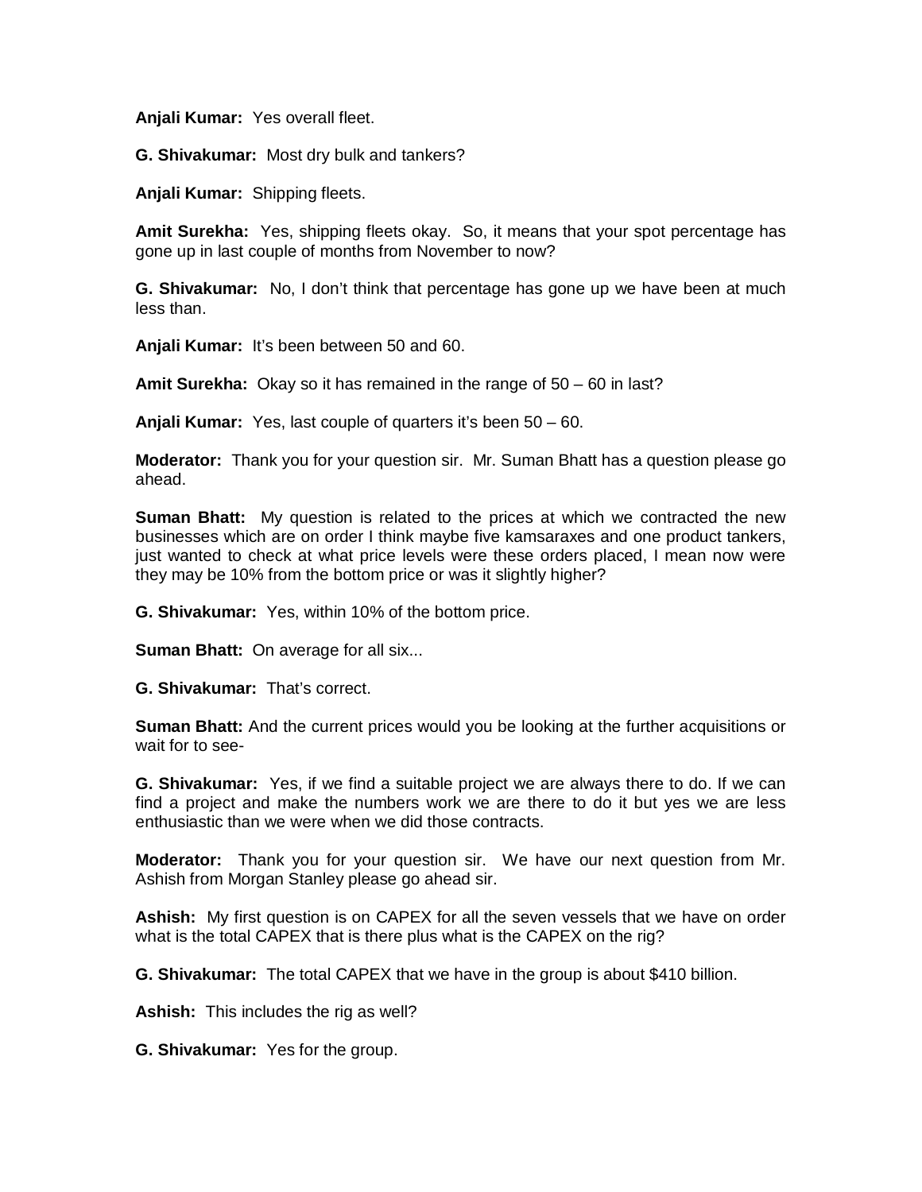**Anjali Kumar:** Yes overall fleet.

**G. Shivakumar:** Most dry bulk and tankers?

**Anjali Kumar:** Shipping fleets.

**Amit Surekha:** Yes, shipping fleets okay. So, it means that your spot percentage has gone up in last couple of months from November to now?

**G. Shivakumar:** No, I don't think that percentage has gone up we have been at much less than.

**Anjali Kumar:** It's been between 50 and 60.

**Amit Surekha:** Okay so it has remained in the range of 50 – 60 in last?

**Anjali Kumar:** Yes, last couple of quarters it's been 50 – 60.

**Moderator:** Thank you for your question sir. Mr. Suman Bhatt has a question please go ahead.

**Suman Bhatt:** My question is related to the prices at which we contracted the new businesses which are on order I think maybe five kamsaraxes and one product tankers, just wanted to check at what price levels were these orders placed, I mean now were they may be 10% from the bottom price or was it slightly higher?

**G. Shivakumar:** Yes, within 10% of the bottom price.

**Suman Bhatt:** On average for all six...

**G. Shivakumar:** That's correct.

**Suman Bhatt:** And the current prices would you be looking at the further acquisitions or wait for to see-

**G. Shivakumar:** Yes, if we find a suitable project we are always there to do. If we can find a project and make the numbers work we are there to do it but yes we are less enthusiastic than we were when we did those contracts.

**Moderator:** Thank you for your question sir. We have our next question from Mr. Ashish from Morgan Stanley please go ahead sir.

**Ashish:** My first question is on CAPEX for all the seven vessels that we have on order what is the total CAPEX that is there plus what is the CAPEX on the rig?

**G. Shivakumar:** The total CAPEX that we have in the group is about $410 billion.

**Ashish:** This includes the rig as well?

**G. Shivakumar:** Yes for the group.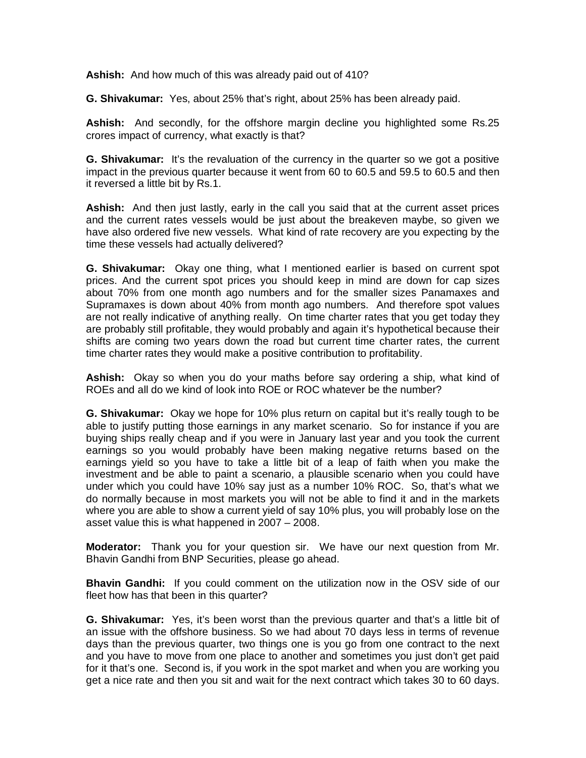**Ashish:** And how much of this was already paid out of 410?

**G. Shivakumar:** Yes, about 25% that's right, about 25% has been already paid.

**Ashish:** And secondly, for the offshore margin decline you highlighted some Rs.25 crores impact of currency, what exactly is that?

**G. Shivakumar:** It's the revaluation of the currency in the quarter so we got a positive impact in the previous quarter because it went from 60 to 60.5 and 59.5 to 60.5 and then it reversed a little bit by Rs.1.

**Ashish:** And then just lastly, early in the call you said that at the current asset prices and the current rates vessels would be just about the breakeven maybe, so given we have also ordered five new vessels. What kind of rate recovery are you expecting by the time these vessels had actually delivered?

**G. Shivakumar:** Okay one thing, what I mentioned earlier is based on current spot prices. And the current spot prices you should keep in mind are down for cap sizes about 70% from one month ago numbers and for the smaller sizes Panamaxes and Supramaxes is down about 40% from month ago numbers. And therefore spot values are not really indicative of anything really. On time charter rates that you get today they are probably still profitable, they would probably and again it's hypothetical because their shifts are coming two years down the road but current time charter rates, the current time charter rates they would make a positive contribution to profitability.

**Ashish:** Okay so when you do your maths before say ordering a ship, what kind of ROEs and all do we kind of look into ROE or ROC whatever be the number?

**G. Shivakumar:** Okay we hope for 10% plus return on capital but it's really tough to be able to justify putting those earnings in any market scenario. So for instance if you are buying ships really cheap and if you were in January last year and you took the current earnings so you would probably have been making negative returns based on the earnings yield so you have to take a little bit of a leap of faith when you make the investment and be able to paint a scenario, a plausible scenario when you could have under which you could have 10% say just as a number 10% ROC. So, that's what we do normally because in most markets you will not be able to find it and in the markets where you are able to show a current yield of say 10% plus, you will probably lose on the asset value this is what happened in 2007 – 2008.

**Moderator:** Thank you for your question sir. We have our next question from Mr. Bhavin Gandhi from BNP Securities, please go ahead.

**Bhavin Gandhi:** If you could comment on the utilization now in the OSV side of our fleet how has that been in this quarter?

**G. Shivakumar:** Yes, it's been worst than the previous quarter and that's a little bit of an issue with the offshore business. So we had about 70 days less in terms of revenue days than the previous quarter, two things one is you go from one contract to the next and you have to move from one place to another and sometimes you just don't get paid for it that's one. Second is, if you work in the spot market and when you are working you get a nice rate and then you sit and wait for the next contract which takes 30 to 60 days.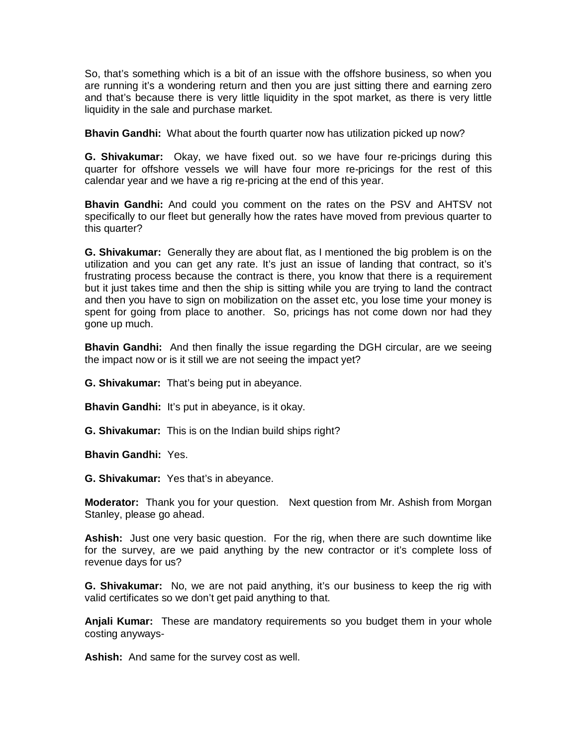So, that's something which is a bit of an issue with the offshore business, so when you are running it's a wondering return and then you are just sitting there and earning zero and that's because there is very little liquidity in the spot market, as there is very little liquidity in the sale and purchase market.

**Bhavin Gandhi:** What about the fourth quarter now has utilization picked up now?

**G. Shivakumar:** Okay, we have fixed out. so we have four re-pricings during this quarter for offshore vessels we will have four more re-pricings for the rest of this calendar year and we have a rig re-pricing at the end of this year.

**Bhavin Gandhi:** And could you comment on the rates on the PSV and AHTSV not specifically to our fleet but generally how the rates have moved from previous quarter to this quarter?

**G. Shivakumar:** Generally they are about flat, as I mentioned the big problem is on the utilization and you can get any rate. It's just an issue of landing that contract, so it's frustrating process because the contract is there, you know that there is a requirement but it just takes time and then the ship is sitting while you are trying to land the contract and then you have to sign on mobilization on the asset etc, you lose time your money is spent for going from place to another. So, pricings has not come down nor had they gone up much.

**Bhavin Gandhi:** And then finally the issue regarding the DGH circular, are we seeing the impact now or is it still we are not seeing the impact yet?

**G. Shivakumar:** That's being put in abeyance.

**Bhavin Gandhi:** It's put in abeyance, is it okay.

**G. Shivakumar:** This is on the Indian build ships right?

**Bhavin Gandhi:** Yes.

**G. Shivakumar:** Yes that's in abeyance.

**Moderator:** Thank you for your question. Next question from Mr. Ashish from Morgan Stanley, please go ahead.

**Ashish:** Just one very basic question. For the rig, when there are such downtime like for the survey, are we paid anything by the new contractor or it's complete loss of revenue days for us?

**G. Shivakumar:** No, we are not paid anything, it's our business to keep the rig with valid certificates so we don't get paid anything to that.

**Anjali Kumar:** These are mandatory requirements so you budget them in your whole costing anyways-

**Ashish:** And same for the survey cost as well.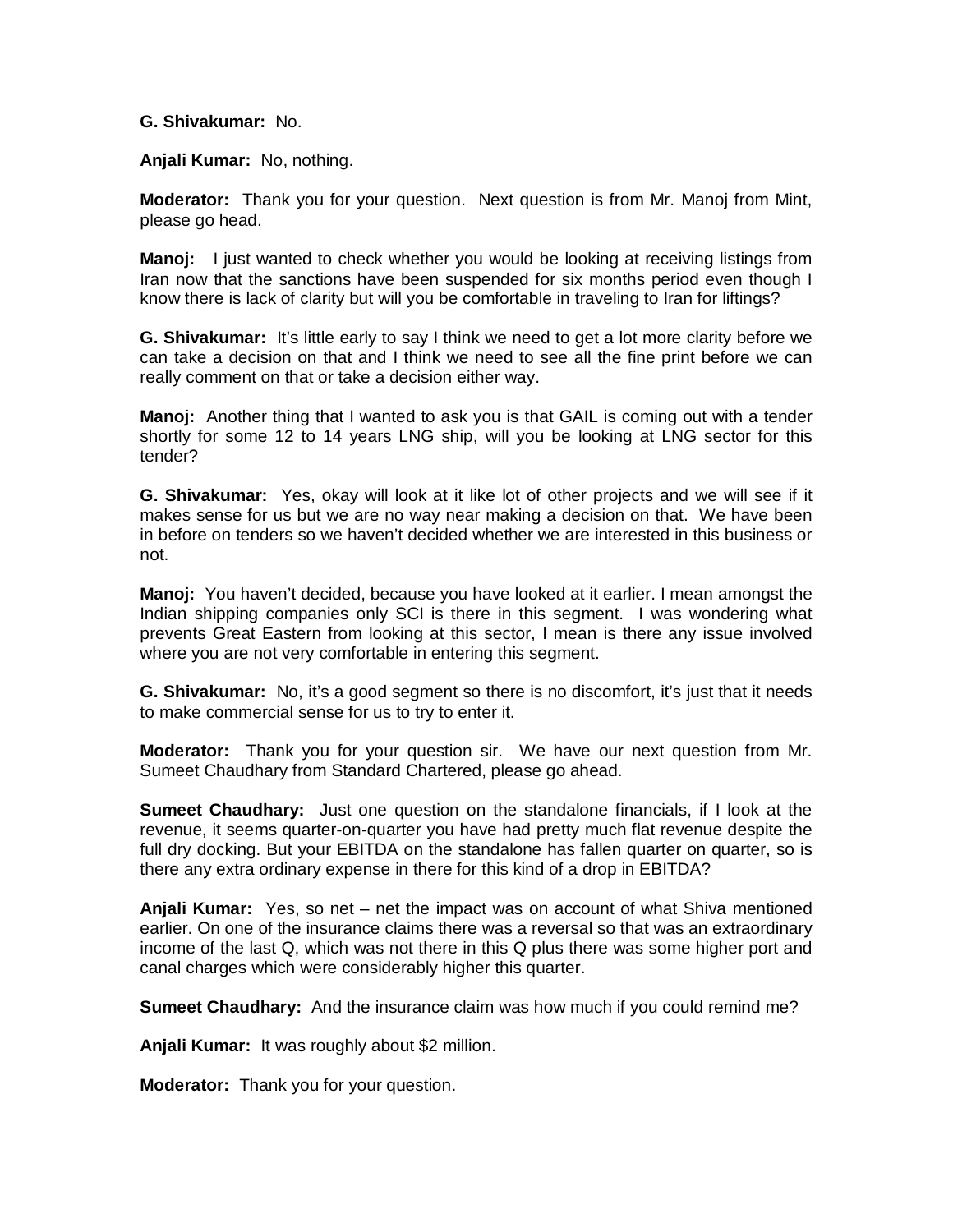**G. Shivakumar:** No.

**Anjali Kumar:** No, nothing.

**Moderator:** Thank you for your question. Next question is from Mr. Manoj from Mint, please go head.

**Manoj:** I just wanted to check whether you would be looking at receiving listings from Iran now that the sanctions have been suspended for six months period even though I know there is lack of clarity but will you be comfortable in traveling to Iran for liftings?

**G. Shivakumar:** It's little early to say I think we need to get a lot more clarity before we can take a decision on that and I think we need to see all the fine print before we can really comment on that or take a decision either way.

**Manoj:** Another thing that I wanted to ask you is that GAIL is coming out with a tender shortly for some 12 to 14 years LNG ship, will you be looking at LNG sector for this tender?

**G. Shivakumar:** Yes, okay will look at it like lot of other projects and we will see if it makes sense for us but we are no way near making a decision on that. We have been in before on tenders so we haven't decided whether we are interested in this business or not.

**Manoj:** You haven't decided, because you have looked at it earlier. I mean amongst the Indian shipping companies only SCI is there in this segment. I was wondering what prevents Great Eastern from looking at this sector, I mean is there any issue involved where you are not very comfortable in entering this segment.

**G. Shivakumar:** No, it's a good segment so there is no discomfort, it's just that it needs to make commercial sense for us to try to enter it.

**Moderator:** Thank you for your question sir. We have our next question from Mr. Sumeet Chaudhary from Standard Chartered, please go ahead.

**Sumeet Chaudhary:** Just one question on the standalone financials, if I look at the revenue, it seems quarter-on-quarter you have had pretty much flat revenue despite the full dry docking. But your EBITDA on the standalone has fallen quarter on quarter, so is there any extra ordinary expense in there for this kind of a drop in EBITDA?

**Anjali Kumar:** Yes, so net – net the impact was on account of what Shiva mentioned earlier. On one of the insurance claims there was a reversal so that was an extraordinary income of the last Q, which was not there in this Q plus there was some higher port and canal charges which were considerably higher this quarter.

**Sumeet Chaudhary:** And the insurance claim was how much if you could remind me?

**Anjali Kumar:** It was roughly about $2 million.

**Moderator:** Thank you for your question.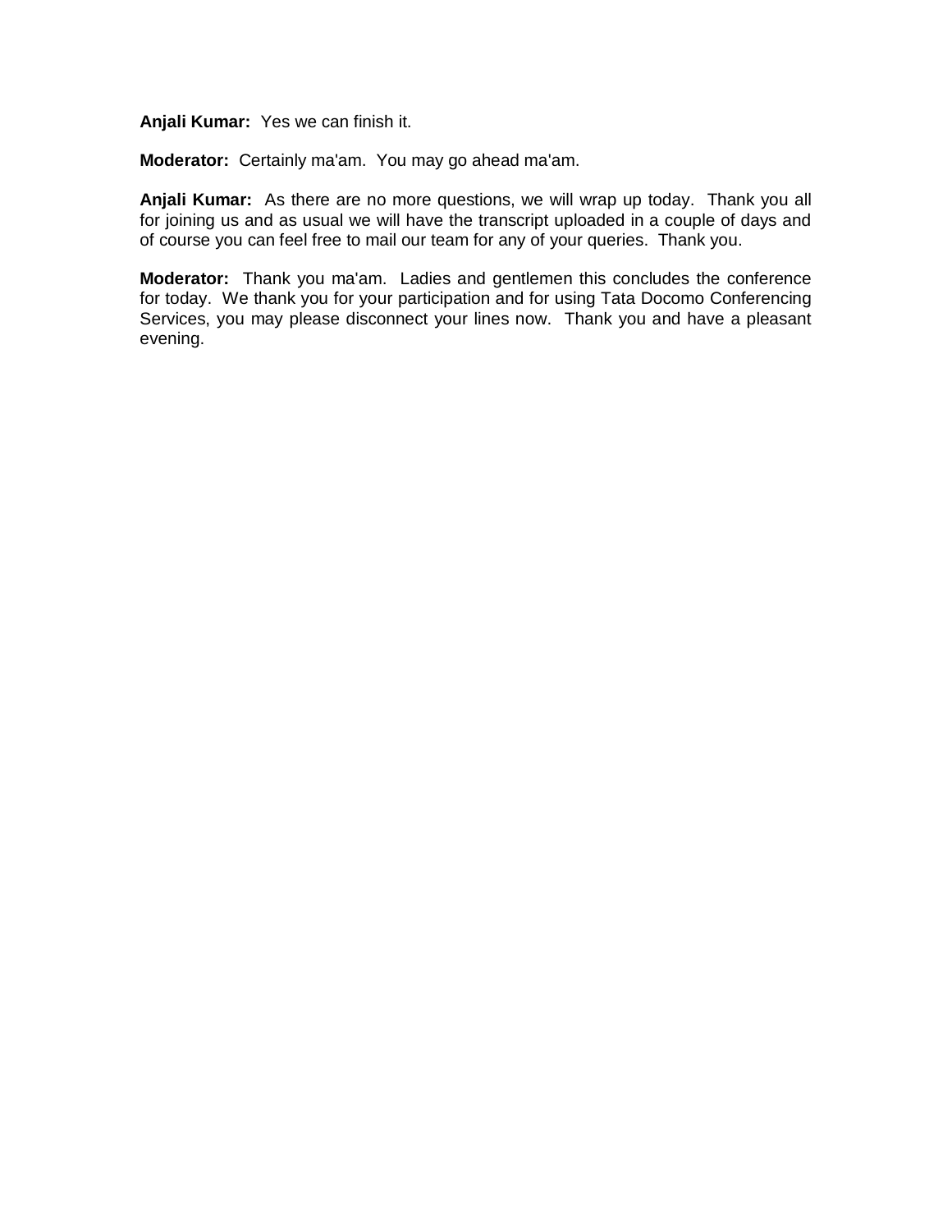**Anjali Kumar:** Yes we can finish it.

**Moderator:** Certainly ma'am. You may go ahead ma'am.

**Anjali Kumar:** As there are no more questions, we will wrap up today. Thank you all for joining us and as usual we will have the transcript uploaded in a couple of days and of course you can feel free to mail our team for any of your queries. Thank you.

**Moderator:** Thank you ma'am. Ladies and gentlemen this concludes the conference for today. We thank you for your participation and for using Tata Docomo Conferencing Services, you may please disconnect your lines now. Thank you and have a pleasant evening.